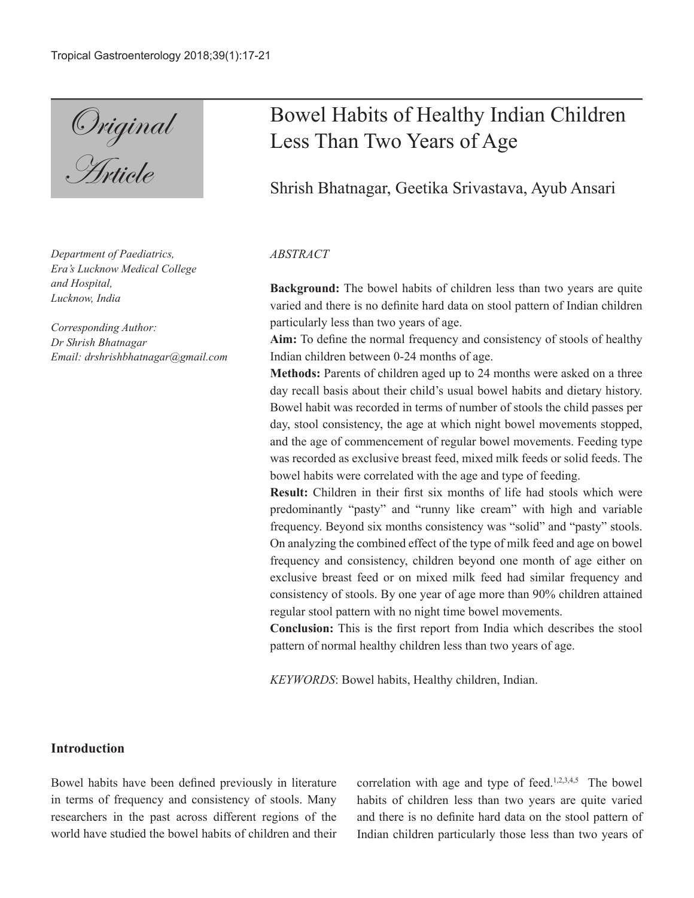# Original Article

# Bowel Habits of Healthy Indian Children Less Than Two Years of Age

Shrish Bhatnagar, Geetika Srivastava, Ayub Ansari

*Department of Paediatrics, Era's Lucknow Medical College and Hospital, Lucknow, India*

*Corresponding Author: Dr Shrish Bhatnagar Email: drshrishbhatnagar@gmail.com*

*ABSTRACT*

**Background:** The bowel habits of children less than two years are quite varied and there is no definite hard data on stool pattern of Indian children particularly less than two years of age.

**Aim:** To define the normal frequency and consistency of stools of healthy Indian children between 0-24 months of age.

**Methods:** Parents of children aged up to 24 months were asked on a three day recall basis about their child's usual bowel habits and dietary history. Bowel habit was recorded in terms of number of stools the child passes per day, stool consistency, the age at which night bowel movements stopped, and the age of commencement of regular bowel movements. Feeding type was recorded as exclusive breast feed, mixed milk feeds or solid feeds. The bowel habits were correlated with the age and type of feeding.

**Result:** Children in their first six months of life had stools which were predominantly "pasty" and "runny like cream" with high and variable frequency. Beyond six months consistency was "solid" and "pasty" stools. On analyzing the combined effect of the type of milk feed and age on bowel frequency and consistency, children beyond one month of age either on exclusive breast feed or on mixed milk feed had similar frequency and consistency of stools. By one year of age more than 90% children attained regular stool pattern with no night time bowel movements.

**Conclusion:** This is the first report from India which describes the stool pattern of normal healthy children less than two years of age.

*KEYWORDS*: Bowel habits, Healthy children, Indian.

## Introduction

Bowel habits have been defined previously in literature in terms of frequency and consistency of stools. Many researchers in the past across different regions of the world have studied the bowel habits of children and their correlation with age and type of feed.[1,2,3,4,5] The bowel habits of children less than two years are quite varied and there is no definite hard data on the stool pattern of Indian children particularly those less than two years of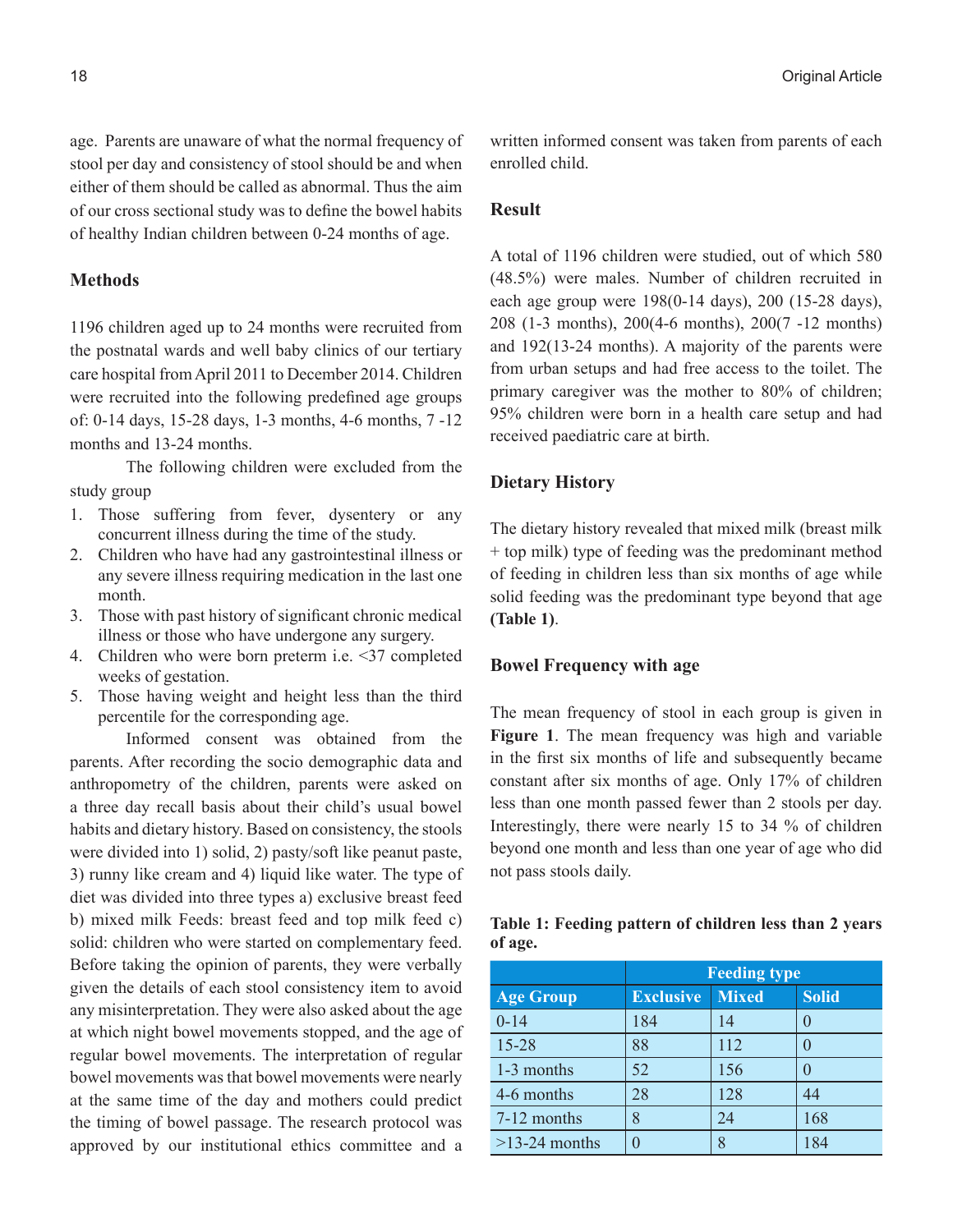age. Parents are unaware of what the normal frequency of stool per day and consistency of stool should be and when either of them should be called as abnormal. Thus the aim of our cross sectional study was to define the bowel habits of healthy Indian children between 0-24 months of age.

## Methods

1196 children aged up to 24 months were recruited from the postnatal wards and well baby clinics of our tertiary care hospital from April 2011 to December 2014. Children were recruited into the following predefined age groups of: 0-14 days, 15-28 days, 1-3 months, 4-6 months, 7 -12 months and 13-24 months.

The following children were excluded from the study group

1. Those suffering from fever, dysentery or any concurrent illness during the time of the study.
2. Children who have had any gastrointestinal illness or any severe illness requiring medication in the last one month.
3. Those with past history of significant chronic medical illness or those who have undergone any surgery.
4. Children who were born preterm i.e. <37 completed weeks of gestation.
5. Those having weight and height less than the third percentile for the corresponding age.

Informed consent was obtained from the parents. After recording the socio demographic data and anthropometry of the children, parents were asked on a three day recall basis about their child's usual bowel habits and dietary history. Based on consistency, the stools were divided into 1) solid, 2) pasty/soft like peanut paste, 3) runny like cream and 4) liquid like water. The type of diet was divided into three types a) exclusive breast feed b) mixed milk Feeds: breast feed and top milk feed c) solid: children who were started on complementary feed. Before taking the opinion of parents, they were verbally given the details of each stool consistency item to avoid any misinterpretation. They were also asked about the age at which night bowel movements stopped, and the age of regular bowel movements. The interpretation of regular bowel movements was that bowel movements were nearly at the same time of the day and mothers could predict the timing of bowel passage. The research protocol was approved by our institutional ethics committee and a written informed consent was taken from parents of each enrolled child.

## Result

A total of 1196 children were studied, out of which 580 (48.5%) were males. Number of children recruited in each age group were 198(0-14 days), 200 (15-28 days), 208 (1-3 months), 200(4-6 months), 200(7 -12 months) and 192(13-24 months). A majority of the parents were from urban setups and had free access to the toilet. The primary caregiver was the mother to 80% of children; 95% children were born in a health care setup and had received paediatric care at birth.

## Dietary History

The dietary history revealed that mixed milk (breast milk + top milk) type of feeding was the predominant method of feeding in children less than six months of age while solid feeding was the predominant type beyond that age **(Table 1)**.

## Bowel Frequency with age

The mean frequency of stool in each group is given in **Figure 1**. The mean frequency was high and variable in the first six months of life and subsequently became constant after six months of age. Only 17% of children less than one month passed fewer than 2 stools per day. Interestingly, there were nearly 15 to 34 % of children beyond one month and less than one year of age who did not pass stools daily.

**Table 1: Feeding pattern of children less than 2 years of age.**

| | Feeding type | | |
|---|---|---|---|
| **Age Group** | **Exclusive** | **Mixed** | **Solid** |
| 0-14 | 184 | 14 | 0 |
| 15-28 | 88 | 112 | 0 |
| 1-3 months | 52 | 156 | 0 |
| 4-6 months | 28 | 128 | 44 |
| 7-12 months | 8 | 24 | 168 |
| >13-24 months | 0 | 8 | 184 |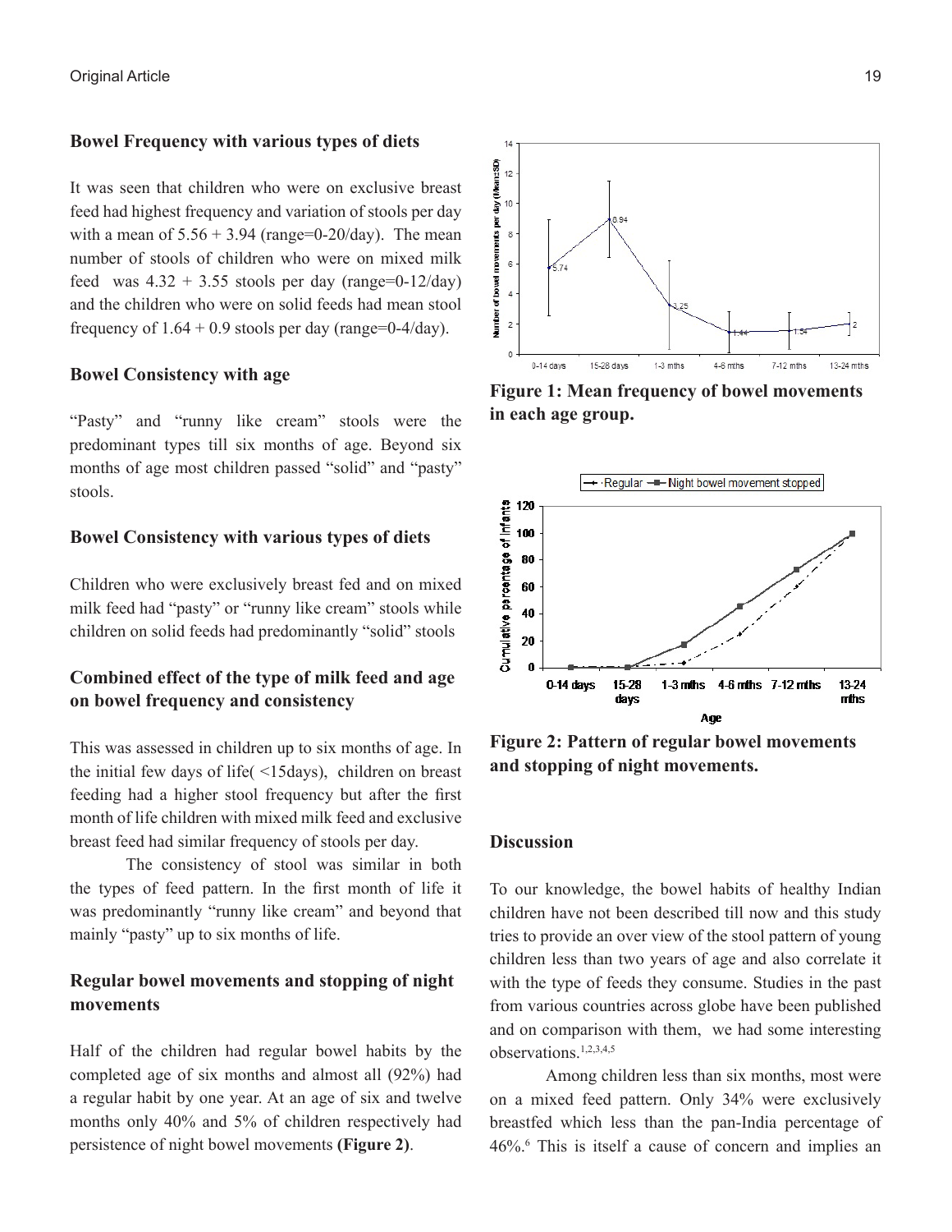### Bowel Frequency with various types of diets

It was seen that children who were on exclusive breast feed had highest frequency and variation of stools per day with a mean of 5.56 + 3.94 (range=0-20/day). The mean number of stools of children who were on mixed milk feed was 4.32 + 3.55 stools per day (range=0-12/day) and the children who were on solid feeds had mean stool frequency of 1.64 + 0.9 stools per day (range=0-4/day).

### Bowel Consistency with age

"Pasty" and "runny like cream" stools were the predominant types till six months of age. Beyond six months of age most children passed "solid" and "pasty" stools.

### Bowel Consistency with various types of diets

Children who were exclusively breast fed and on mixed milk feed had "pasty" or "runny like cream" stools while children on solid feeds had predominantly "solid" stools

### Combined effect of the type of milk feed and age on bowel frequency and consistency

This was assessed in children up to six months of age. In the initial few days of life( <15days), children on breast feeding had a higher stool frequency but after the first month of life children with mixed milk feed and exclusive breast feed had similar frequency of stools per day.

The consistency of stool was similar in both the types of feed pattern. In the first month of life it was predominantly "runny like cream" and beyond that mainly "pasty" up to six months of life.

### Regular bowel movements and stopping of night movements

Half of the children had regular bowel habits by the completed age of six months and almost all (92%) had a regular habit by one year. At an age of six and twelve months only 40% and 5% of children respectively had persistence of night bowel movements **(Figure 2)**.

**Figure 1: Mean frequency of bowel movements in each age group.**

**Figure 2: Pattern of regular bowel movements and stopping of night movements.**

### Discussion

To our knowledge, the bowel habits of healthy Indian children have not been described till now and this study tries to provide an over view of the stool pattern of young children less than two years of age and also correlate it with the type of feeds they consume. Studies in the past from various countries across globe have been published and on comparison with them, we had some interesting observations.[1,2,3,4,5]

Among children less than six months, most were on a mixed feed pattern. Only 34% were exclusively breastfed which less than the pan-India percentage of 46%.[6] This is itself a cause of concern and implies an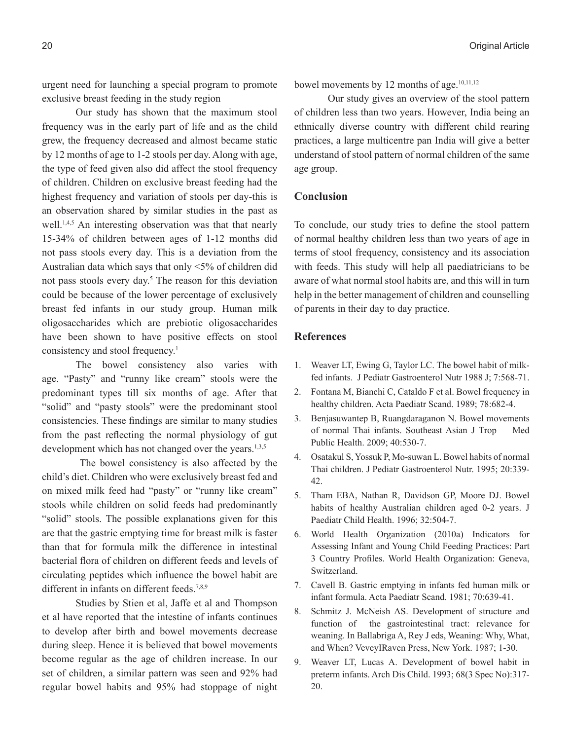urgent need for launching a special program to promote exclusive breast feeding in the study region

Our study has shown that the maximum stool frequency was in the early part of life and as the child grew, the frequency decreased and almost became static by 12 months of age to 1-2 stools per day. Along with age, the type of feed given also did affect the stool frequency of children. Children on exclusive breast feeding had the highest frequency and variation of stools per day-this is an observation shared by similar studies in the past as well.[1,4,5] An interesting observation was that that nearly 15-34% of children between ages of 1-12 months did not pass stools every day. This is a deviation from the Australian data which says that only <5% of children did not pass stools every day.[5] The reason for this deviation could be because of the lower percentage of exclusively breast fed infants in our study group. Human milk oligosaccharides which are prebiotic oligosaccharides have been shown to have positive effects on stool consistency and stool frequency.[1]

The bowel consistency also varies with age. "Pasty" and "runny like cream" stools were the predominant types till six months of age. After that "solid" and "pasty stools" were the predominant stool consistencies. These findings are similar to many studies from the past reflecting the normal physiology of gut development which has not changed over the years.[1,3,5]

The bowel consistency is also affected by the child's diet. Children who were exclusively breast fed and on mixed milk feed had "pasty" or "runny like cream" stools while children on solid feeds had predominantly "solid" stools. The possible explanations given for this are that the gastric emptying time for breast milk is faster than that for formula milk the difference in intestinal bacterial flora of children on different feeds and levels of circulating peptides which influence the bowel habit are different in infants on different feeds.[7,8,9]

Studies by Stien et al, Jaffe et al and Thompson et al have reported that the intestine of infants continues to develop after birth and bowel movements decrease during sleep. Hence it is believed that bowel movements become regular as the age of children increase. In our set of children, a similar pattern was seen and 92% had regular bowel habits and 95% had stoppage of night bowel movements by 12 months of age.[10,11,12]

Our study gives an overview of the stool pattern of children less than two years. However, India being an ethnically diverse country with different child rearing practices, a large multicentre pan India will give a better understand of stool pattern of normal children of the same age group.

## Conclusion

To conclude, our study tries to define the stool pattern of normal healthy children less than two years of age in terms of stool frequency, consistency and its association with feeds. This study will help all paediatricians to be aware of what normal stool habits are, and this will in turn help in the better management of children and counselling of parents in their day to day practice.

## References

1. Weaver LT, Ewing G, Taylor LC. The bowel habit of milk-fed infants. J Pediatr Gastroenterol Nutr 1988 J; 7:568-71.
2. Fontana M, Bianchi C, Cataldo F et al. Bowel frequency in healthy children. Acta Paediatr Scand. 1989; 78:682-4.
3. Benjasuwantep B, Ruangdaraganon N. Bowel movements of normal Thai infants. Southeast Asian J Trop Med Public Health. 2009; 40:530-7.
4. Osatakul S, Yossuk P, Mo-suwan L. Bowel habits of normal Thai children. J Pediatr Gastroenterol Nutr. 1995; 20:339-42.
5. Tham EBA, Nathan R, Davidson GP, Moore DJ. Bowel habits of healthy Australian children aged 0-2 years. J Paediatr Child Health. 1996; 32:504-7.
6. World Health Organization (2010a) Indicators for Assessing Infant and Young Child Feeding Practices: Part 3 Country Profiles. World Health Organization: Geneva, Switzerland.
7. Cavell B. Gastric emptying in infants fed human milk or infant formula. Acta Paediatr Scand. 1981; 70:639-41.
8. Schmitz J. McNeish AS. Development of structure and function of the gastrointestinal tract: relevance for weaning. In Ballabriga A, Rey J eds, Weaning: Why, What, and When? VeveyIRaven Press, New York. 1987; 1-30.
9. Weaver LT, Lucas A. Development of bowel habit in preterm infants. Arch Dis Child. 1993; 68(3 Spec No):317-20.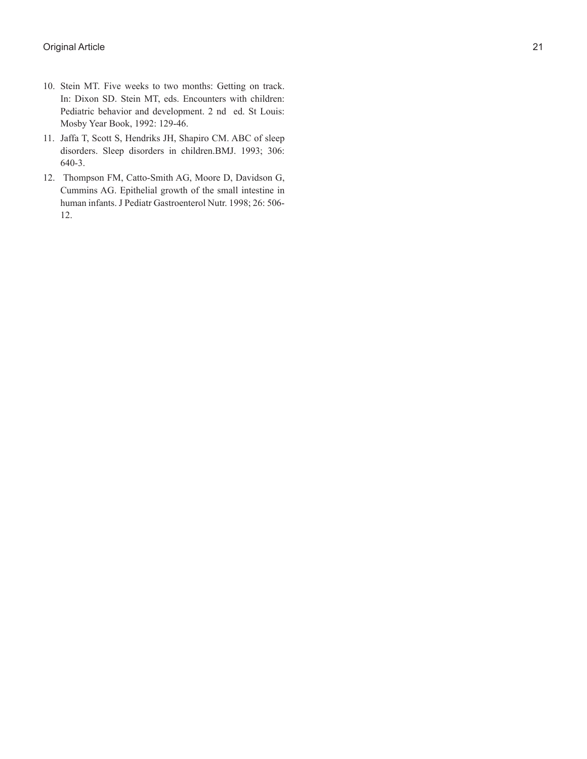10. Stein MT. Five weeks to two months: Getting on track. In: Dixon SD. Stein MT, eds. Encounters with children: Pediatric behavior and development. 2 nd ed. St Louis: Mosby Year Book, 1992: 129-46.
11. Jaffa T, Scott S, Hendriks JH, Shapiro CM. ABC of sleep disorders. Sleep disorders in children.BMJ. 1993; 306: 640-3.
12. Thompson FM, Catto-Smith AG, Moore D, Davidson G, Cummins AG. Epithelial growth of the small intestine in human infants. J Pediatr Gastroenterol Nutr. 1998; 26: 506-12.